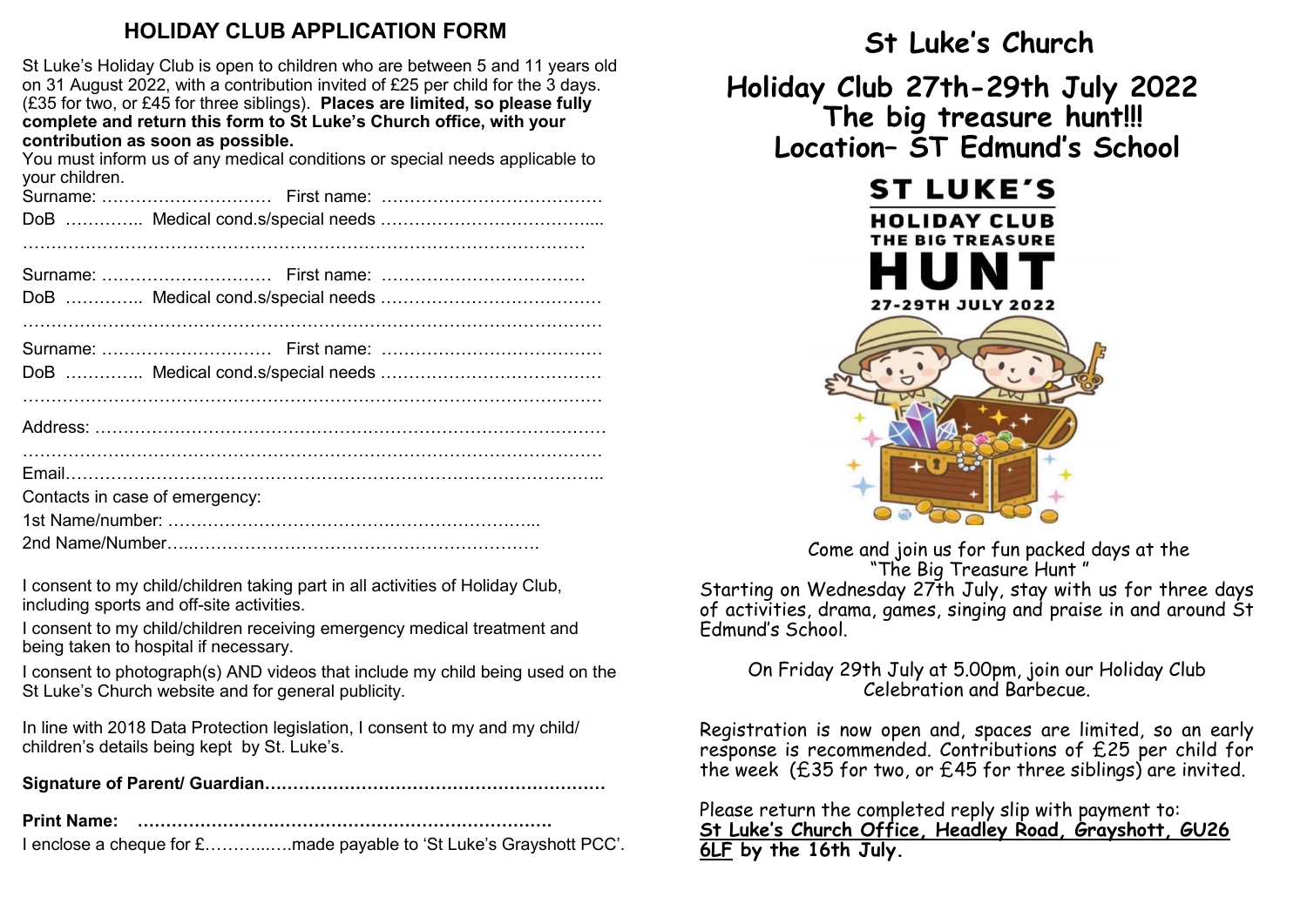## HOLIDAY CLUB APPLICATION FORM

St Luke's Holiday Club is open to children who are between 5 and 11 years old on 31 August 2022, with a contribution invited of £25 per child for the 3 days. (£35 for two, or £45 for three siblings). **Places are limited, so please fully complete and return this form to St Luke's Church office, with your contribution as soon as possible.**

You must inform us of any medical conditions or special needs applicable to your children.

Surname: ………………………… First name: …………………………………

DoB ………….. Medical cond.s/special needs ………………………………....

……………………………………………………………………………………

Surname: ………………………… First name: ………………………………

DoB ………….. Medical cond.s/special needs …………………………………

……………………………………………………………………………………

Surname: ………………………… First name: …………………………………

DoB ………….. Medical cond.s/special needs …………………………………

……………………………………………………………………………………

Address: ……………………………………………………………………………

……………………………………………………………………………………

Email……………………………………………………………………………..

Contacts in case of emergency:

1st Name/number: ………………………………………………………...

2nd Name/Number…...……………………………………………………….

I consent to my child/children taking part in all activities of Holiday Club, including sports and off-site activities.

I consent to my child/children receiving emergency medical treatment and being taken to hospital if necessary.

I consent to photograph(s) AND videos that include my child being used on the St Luke's Church website and for general publicity.

In line with 2018 Data Protection legislation, I consent to my and my child/ children's details being kept by St. Luke's.

**Signature of Parent/ Guardian……………………………………………………**

**Print Name: ………………………………………………………………**

I enclose a cheque for £………..….made payable to 'St Luke's Grayshott PCC'.

# St Luke's Church

# Holiday Club 27th-29th July 2022
# The big treasure hunt!!!
# Location– ST Edmund's School

ST LUKE'S HOLIDAY CLUB THE BIG TREASURE HUNT 27-29TH JULY 2022

Come and join us for fun packed days at the "The Big Treasure Hunt "

Starting on Wednesday 27th July, stay with us for three days of activities, drama, games, singing and praise in and around St Edmund's School.

On Friday 29th July at 5.00pm, join our Holiday Club Celebration and Barbecue.

Registration is now open and, spaces are limited, so an early response is recommended. Contributions of £25 per child for the week (£35 for two, or £45 for three siblings) are invited.

Please return the completed reply slip with payment to:
**St Luke's Church Office, Headley Road, Grayshott, GU26 6LF by the 16th July.**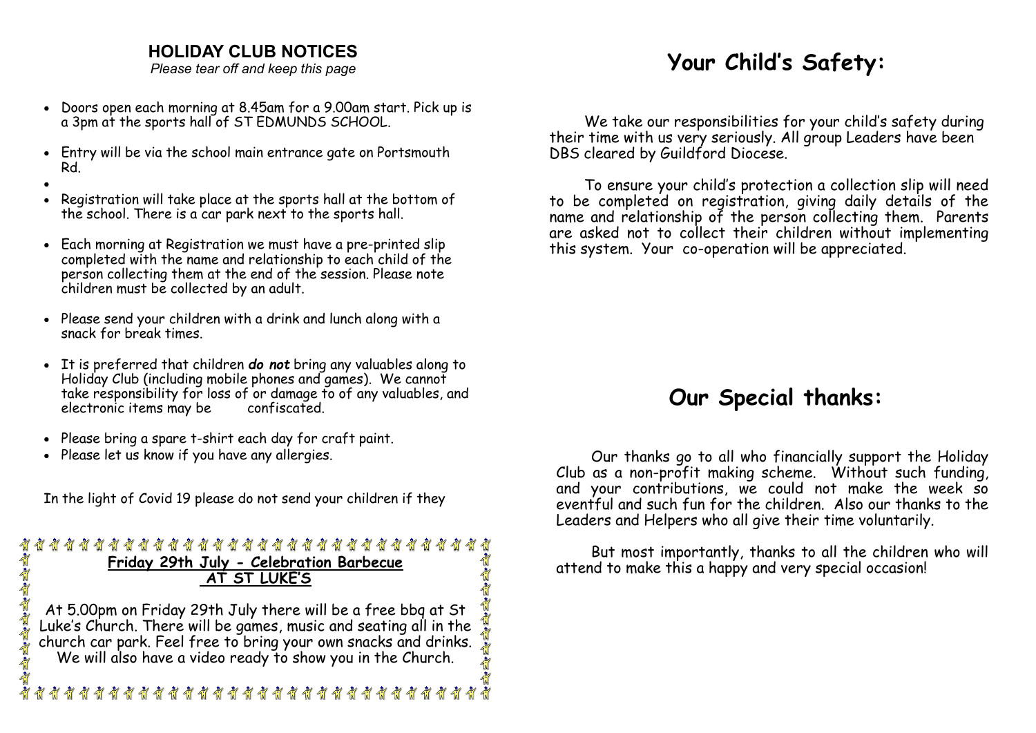## HOLIDAY CLUB NOTICES

*Please tear off and keep this page*

- Doors open each morning at 8.45am for a 9.00am start. Pick up is a 3pm at the sports hall of ST EDMUNDS SCHOOL.
- Entry will be via the school main entrance gate on Portsmouth Rd.
- Registration will take place at the sports hall at the bottom of the school. There is a car park next to the sports hall.
- Each morning at Registration we must have a pre-printed slip completed with the name and relationship to each child of the person collecting them at the end of the session. Please note children must be collected by an adult.
- Please send your children with a drink and lunch along with a snack for break times.
- It is preferred that children ***do not*** bring any valuables along to Holiday Club (including mobile phones and games). We cannot take responsibility for loss of or damage to of any valuables, and electronic items may be confiscated.
- Please bring a spare t-shirt each day for craft paint.
- Please let us know if you have any allergies.

In the light of Covid 19 please do not send your children if they

**Friday 29th July - Celebration Barbecue AT ST LUKE'S**

At 5.00pm on Friday 29th July there will be a free bbq at St Luke's Church. There will be games, music and seating all in the church car park. Feel free to bring your own snacks and drinks. We will also have a video ready to show you in the Church.

# Your Child's Safety:

We take our responsibilities for your child's safety during their time with us very seriously. All group Leaders have been DBS cleared by Guildford Diocese.

To ensure your child's protection a collection slip will need to be completed on registration, giving daily details of the name and relationship of the person collecting them. Parents are asked not to collect their children without implementing this system. Your co-operation will be appreciated.

# Our Special thanks:

Our thanks go to all who financially support the Holiday Club as a non-profit making scheme. Without such funding, and your contributions, we could not make the week so eventful and such fun for the children. Also our thanks to the Leaders and Helpers who all give their time voluntarily.

But most importantly, thanks to all the children who will attend to make this a happy and very special occasion!